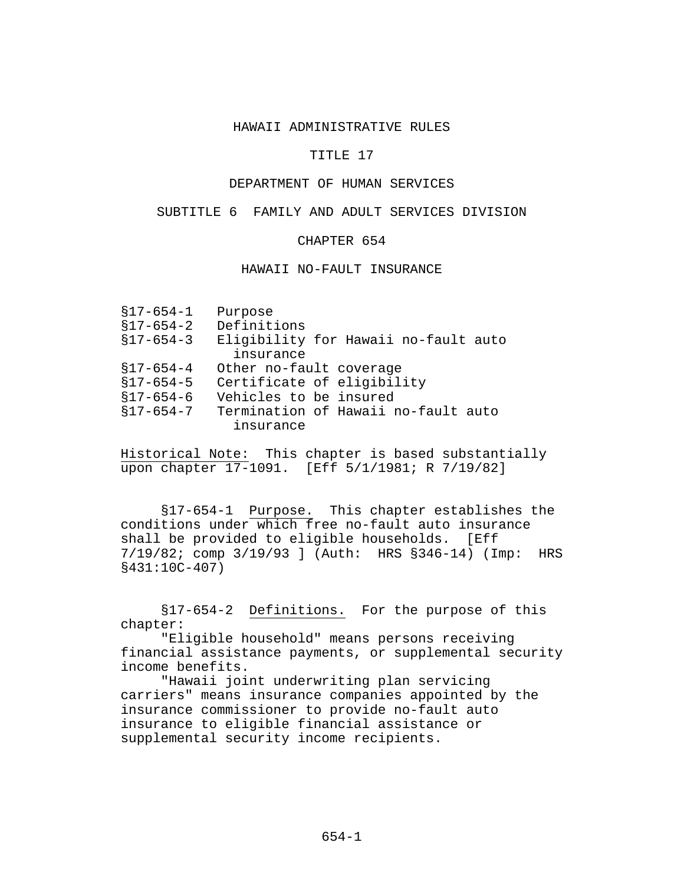# HAWAII ADMINISTRATIVE RULES

## TITLE 17

## DEPARTMENT OF HUMAN SERVICES

## SUBTITLE 6 FAMILY AND ADULT SERVICES DIVISION

## CHAPTER 654

## HAWAII NO-FAULT INSURANCE

§17-654-1 Purpose
§17-654-2 Definitions
§17-654-3 Eligibility for Hawaii no-fault auto insurance
§17-654-4 Other no-fault coverage
§17-654-5 Certificate of eligibility
§17-654-6 Vehicles to be insured
§17-654-7 Termination of Hawaii no-fault auto insurance

Historical Note: This chapter is based substantially upon chapter 17-1091. [Eff 5/1/1981; R 7/19/82]

§17-654-1 Purpose. This chapter establishes the conditions under which free no-fault auto insurance shall be provided to eligible households. [Eff 7/19/82; comp 3/19/93 ] (Auth: HRS §346-14) (Imp: HRS §431:10C-407)

§17-654-2 Definitions. For the purpose of this chapter:

"Eligible household" means persons receiving financial assistance payments, or supplemental security income benefits.

"Hawaii joint underwriting plan servicing carriers" means insurance companies appointed by the insurance commissioner to provide no-fault auto insurance to eligible financial assistance or supplemental security income recipients.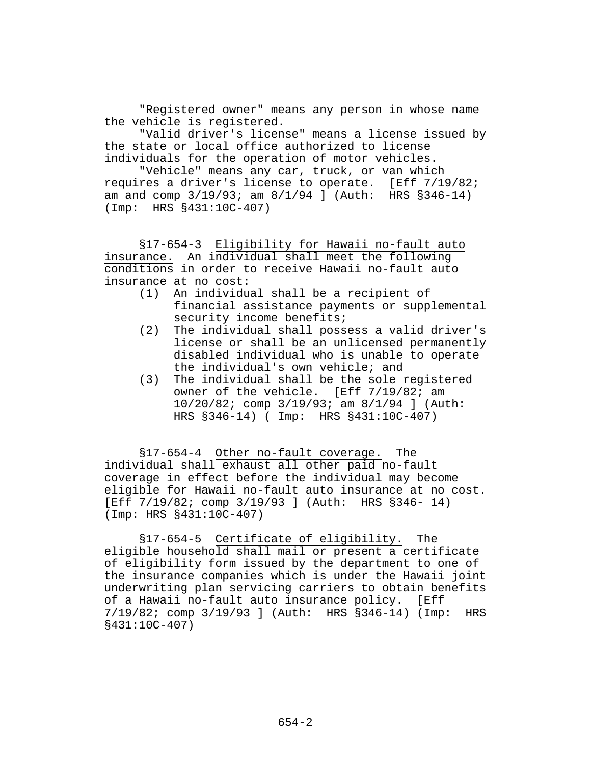"Registered owner" means any person in whose name the vehicle is registered.

"Valid driver's license" means a license issued by the state or local office authorized to license individuals for the operation of motor vehicles.

"Vehicle" means any car, truck, or van which requires a driver's license to operate. [Eff 7/19/82; am and comp 3/19/93; am 8/1/94 ] (Auth: HRS §346-14) (Imp: HRS §431:10C-407)

§17-654-3 Eligibility for Hawaii no-fault auto insurance. An individual shall meet the following conditions in order to receive Hawaii no-fault auto insurance at no cost:

(1) An individual shall be a recipient of financial assistance payments or supplemental security income benefits;
(2) The individual shall possess a valid driver's license or shall be an unlicensed permanently disabled individual who is unable to operate the individual's own vehicle; and
(3) The individual shall be the sole registered owner of the vehicle. [Eff 7/19/82; am 10/20/82; comp 3/19/93; am 8/1/94 ] (Auth: HRS §346-14) ( Imp: HRS §431:10C-407)

§17-654-4 Other no-fault coverage. The individual shall exhaust all other paid no-fault coverage in effect before the individual may become eligible for Hawaii no-fault auto insurance at no cost. [Eff 7/19/82; comp 3/19/93 ] (Auth: HRS §346- 14) (Imp: HRS §431:10C-407)

§17-654-5 Certificate of eligibility. The eligible household shall mail or present a certificate of eligibility form issued by the department to one of the insurance companies which is under the Hawaii joint underwriting plan servicing carriers to obtain benefits of a Hawaii no-fault auto insurance policy. [Eff 7/19/82; comp 3/19/93 ] (Auth: HRS §346-14) (Imp: HRS §431:10C-407)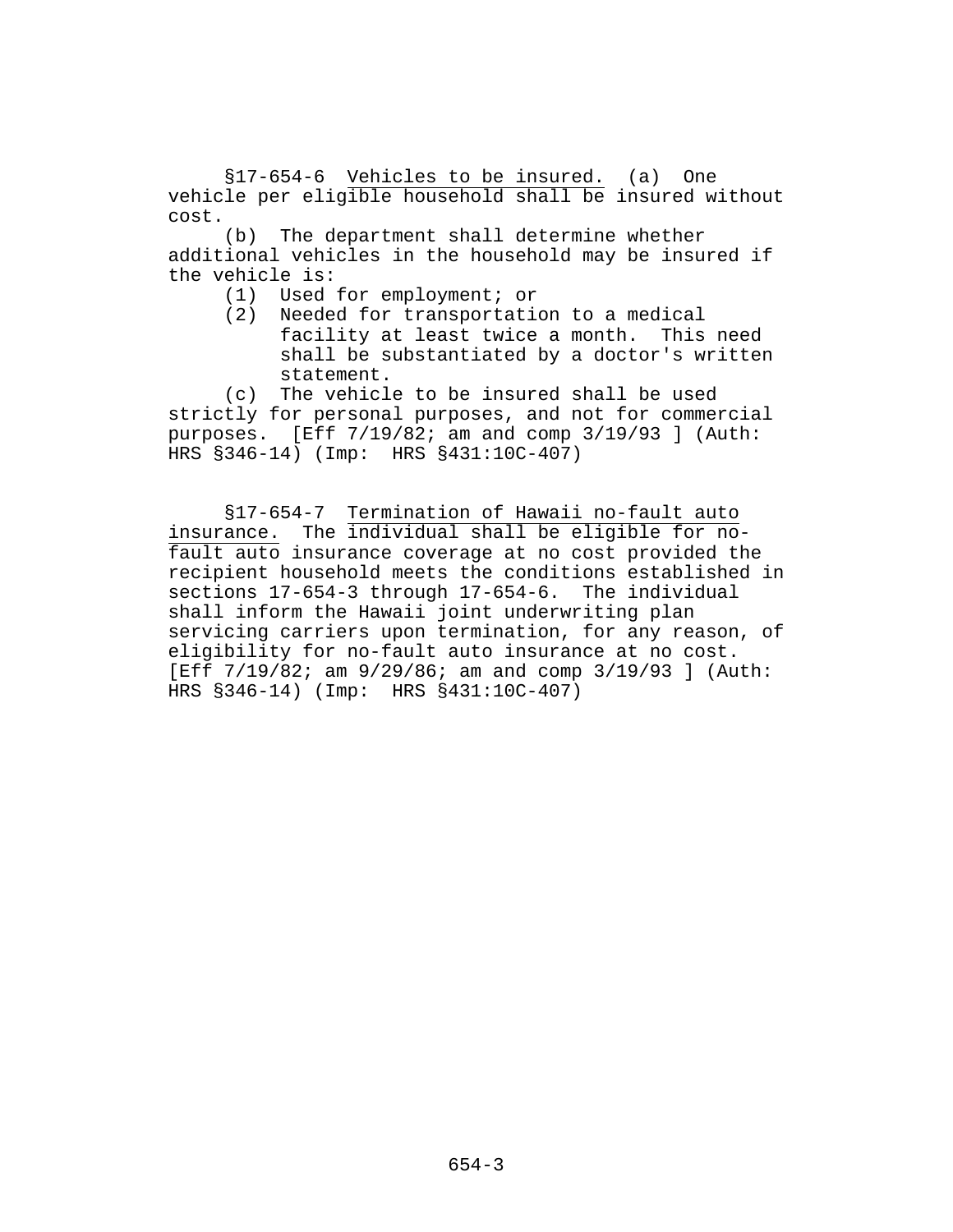§17-654-6 Vehicles to be insured. (a) One vehicle per eligible household shall be insured without cost.

(b) The department shall determine whether additional vehicles in the household may be insured if the vehicle is:

(1) Used for employment; or

(2) Needed for transportation to a medical facility at least twice a month. This need shall be substantiated by a doctor's written statement.

(c) The vehicle to be insured shall be used strictly for personal purposes, and not for commercial purposes. [Eff 7/19/82; am and comp 3/19/93 ] (Auth: HRS §346-14) (Imp: HRS §431:10C-407)

§17-654-7 Termination of Hawaii no-fault auto insurance. The individual shall be eligible for no-fault auto insurance coverage at no cost provided the recipient household meets the conditions established in sections 17-654-3 through 17-654-6. The individual shall inform the Hawaii joint underwriting plan servicing carriers upon termination, for any reason, of eligibility for no-fault auto insurance at no cost. [Eff 7/19/82; am 9/29/86; am and comp 3/19/93 ] (Auth: HRS §346-14) (Imp: HRS §431:10C-407)